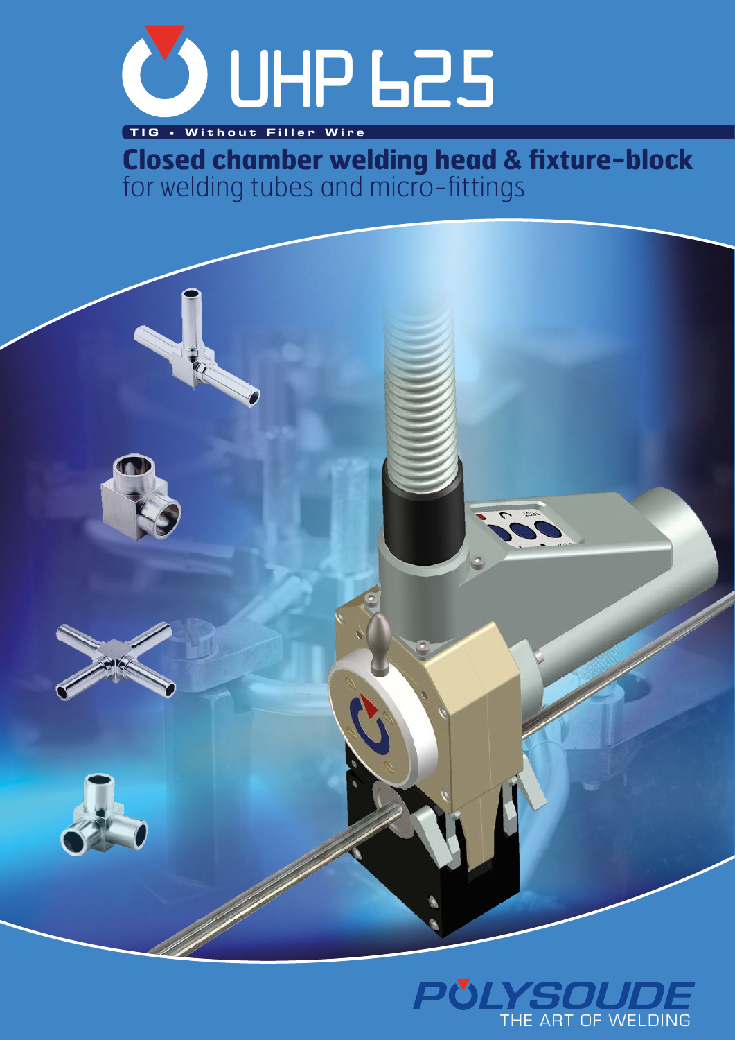# UHP 625

**TIG - Without Filler Wire**

## Closed chamber welding head & fixture-block
for welding tubes and micro-fittings

POLYSOUDE
THE ART OF WELDING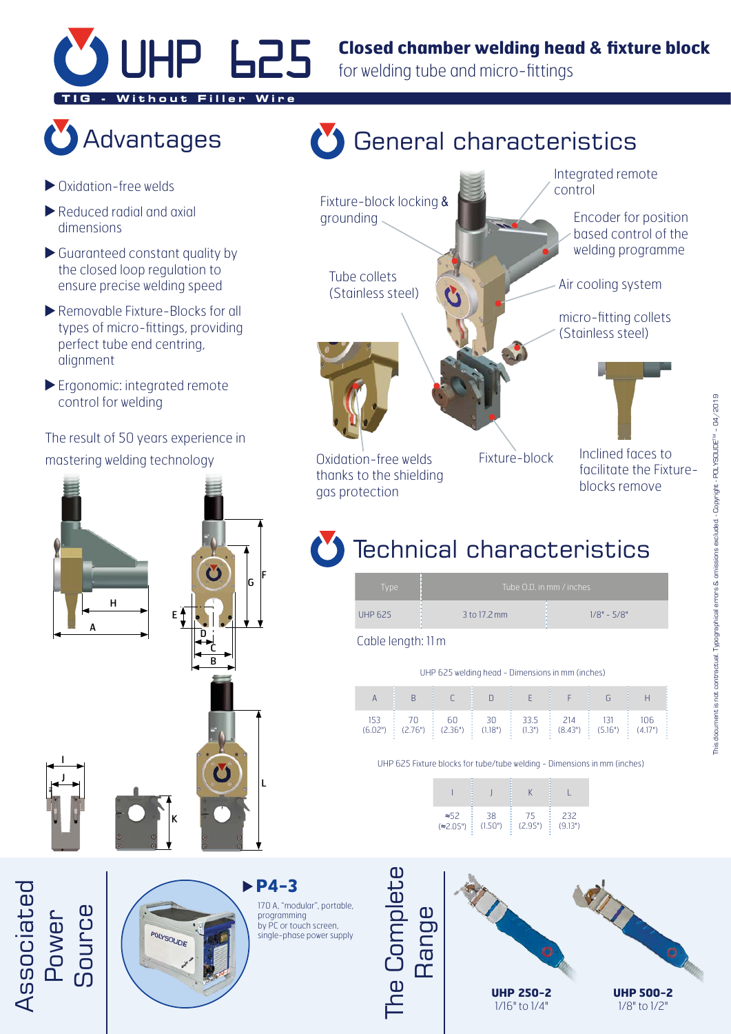# UHP 625

## Closed chamber welding head & fixture block

for welding tube and micro-fittings

TIG - Without Filler Wire

## Advantages

- Oxidation-free welds
- Reduced radial and axial dimensions
- Guaranteed constant quality by the closed loop regulation to ensure precise welding speed
- Removable Fixture-Blocks for all types of micro-fittings, providing perfect tube end centring, alignment
- Ergonomic: integrated remote control for welding

The result of 50 years experience in mastering welding technology

## General characteristics

Fixture-block locking & grounding

Integrated remote control

Encoder for position based control of the welding programme

Tube collets (Stainless steel)

Air cooling system

micro-fitting collets (Stainless steel)

Oxidation-free welds thanks to the shielding gas protection

Fixture-block

Inclined faces to facilitate the Fixture-blocks remove

## Technical characteristics

| Type | Tube O.D. in mm / inches | |
|---|---|---|
| UHP 625 | 3 to 17.2 mm | 1/8" - 5/8" |

Cable length: 11 m

UHP 625 welding head - Dimensions in mm (inches)

| A | B | C | D | E | F | G | H |
|---|---|---|---|---|---|---|---|
| 153 (6.02") | 70 (2.76") | 60 (2.36") | 30 (1.18") | 33.5 (1.3") | 214 (8.43") | 131 (5.16") | 106 (4.17") |

UHP 625 Fixture blocks for tube/tube welding - Dimensions in mm (inches)

| I | J | K | L |
|---|---|---|---|
| ≈52 (≈2.05") | 38 (1.50") | 75 (2.95") | 232 (9.13") |

This document is not contractual. Typographical errors & omissions excluded - Copyright - POLYSOUDE™ - 04/2019

## Associated Power Source

**P4-3**

170 A, "modular", portable, programming by PC or touch screen, single-phase power supply

## The Complete Range

**UHP 250-2**
1/16" to 1/4"

**UHP 500-2**
1/8" to 1/2"